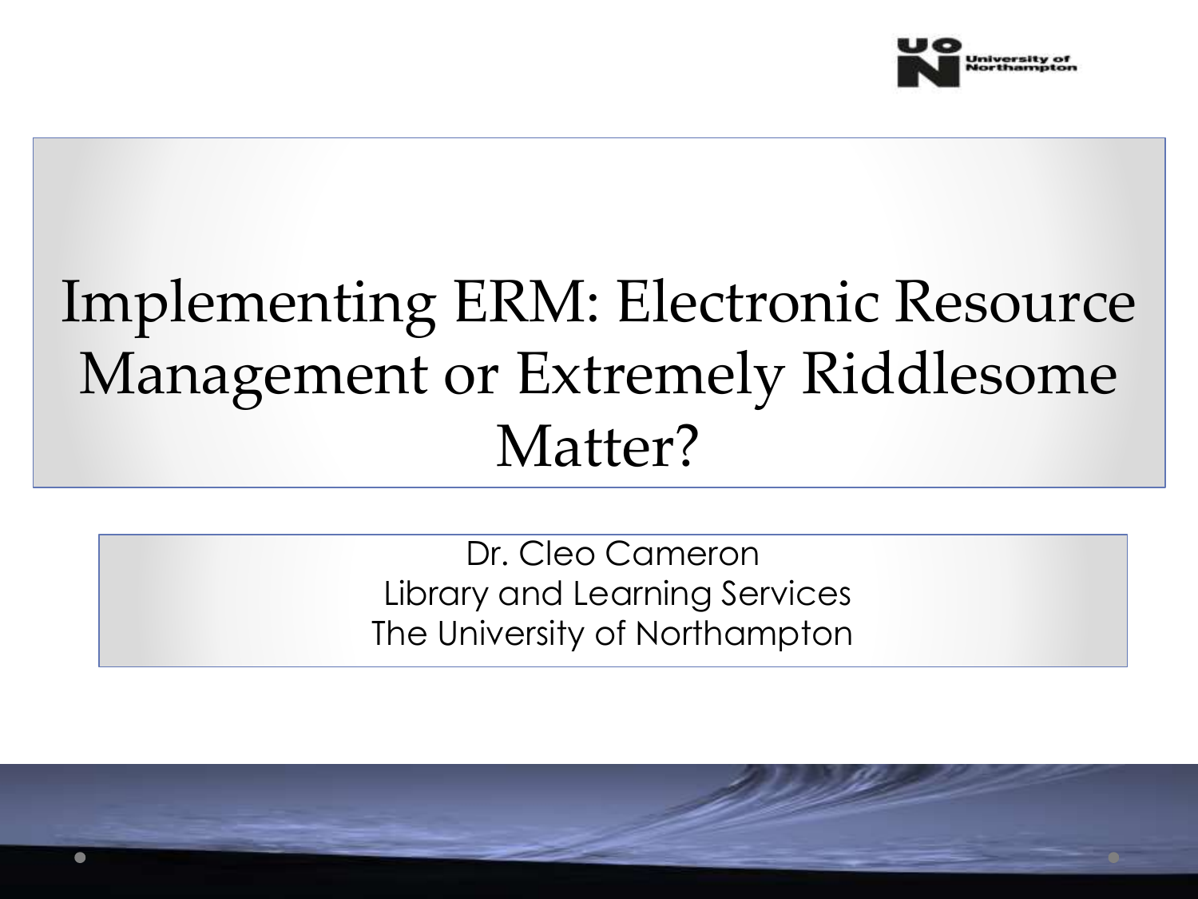# Implementing ERM: Electronic Resource Management or Extremely Riddlesome Matter?

Dr. Cleo Cameron
Library and Learning Services
The University of Northampton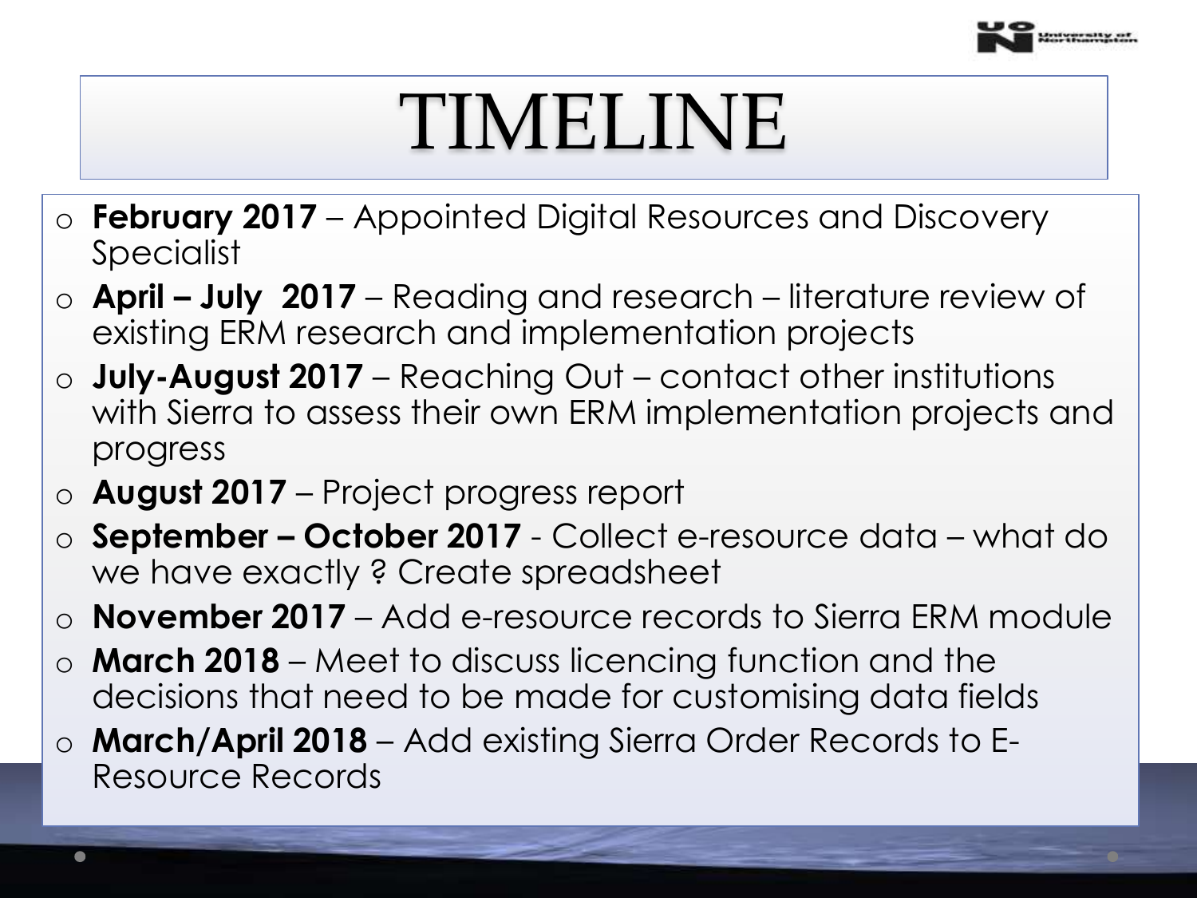# TIMELINE

- **February 2017** – Appointed Digital Resources and Discovery Specialist
- **April – July 2017** – Reading and research – literature review of existing ERM research and implementation projects
- **July-August 2017** – Reaching Out – contact other institutions with Sierra to assess their own ERM implementation projects and progress
- **August 2017** – Project progress report
- **September – October 2017** - Collect e-resource data – what do we have exactly ? Create spreadsheet
- **November 2017** – Add e-resource records to Sierra ERM module
- **March 2018** – Meet to discuss licencing function and the decisions that need to be made for customising data fields
- **March/April 2018** – Add existing Sierra Order Records to E-Resource Records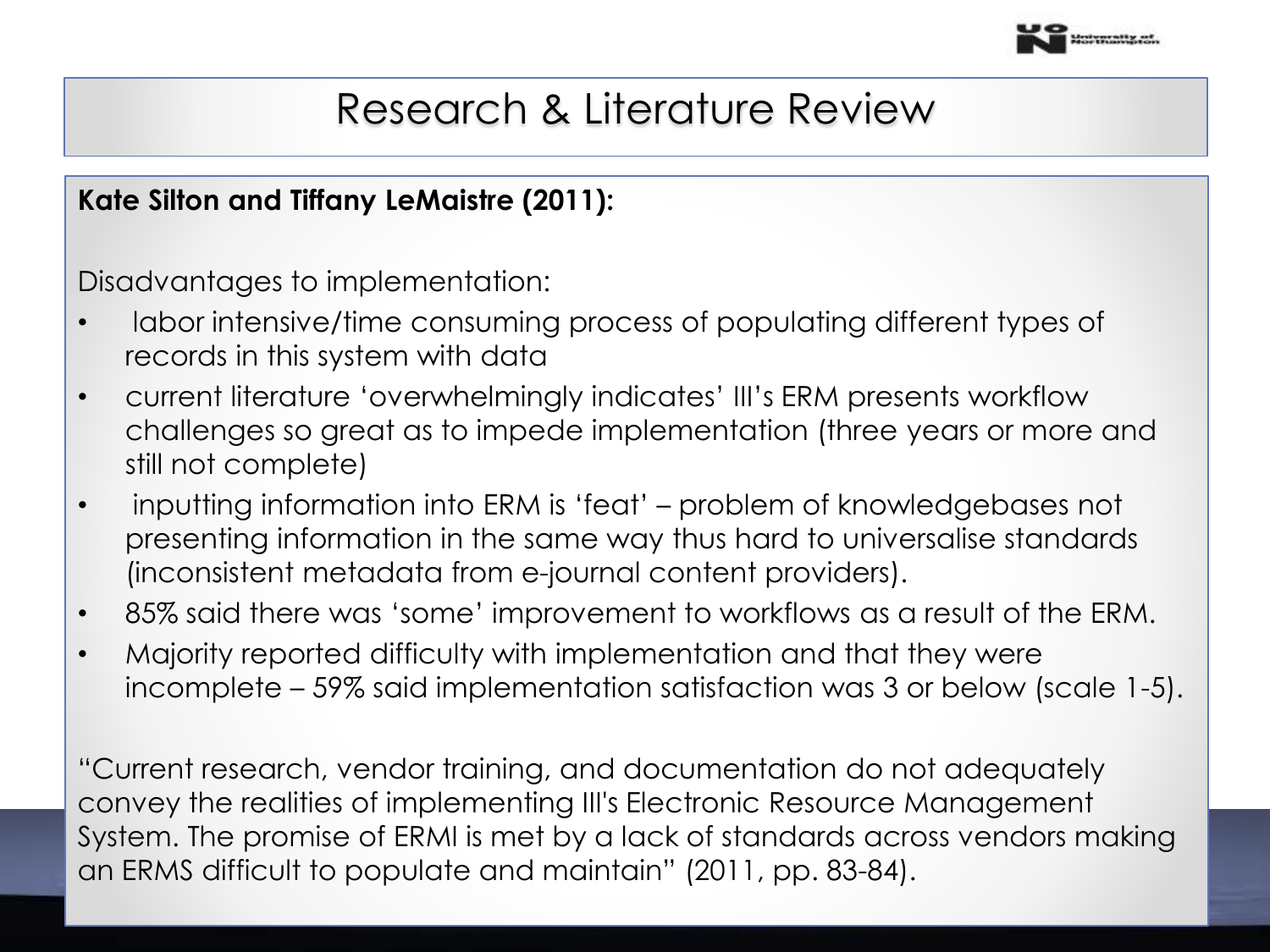# Research & Literature Review

**Kate Silton and Tiffany LeMaistre (2011):**

Disadvantages to implementation:

- labor intensive/time consuming process of populating different types of records in this system with data
- current literature 'overwhelmingly indicates' III's ERM presents workflow challenges so great as to impede implementation (three years or more and still not complete)
- inputting information into ERM is 'feat' – problem of knowledgebases not presenting information in the same way thus hard to universalise standards (inconsistent metadata from e-journal content providers).
- 85% said there was 'some' improvement to workflows as a result of the ERM.
- Majority reported difficulty with implementation and that they were incomplete – 59% said implementation satisfaction was 3 or below (scale 1-5).

"Current research, vendor training, and documentation do not adequately convey the realities of implementing III's Electronic Resource Management System. The promise of ERMI is met by a lack of standards across vendors making an ERMS difficult to populate and maintain" (2011, pp. 83-84).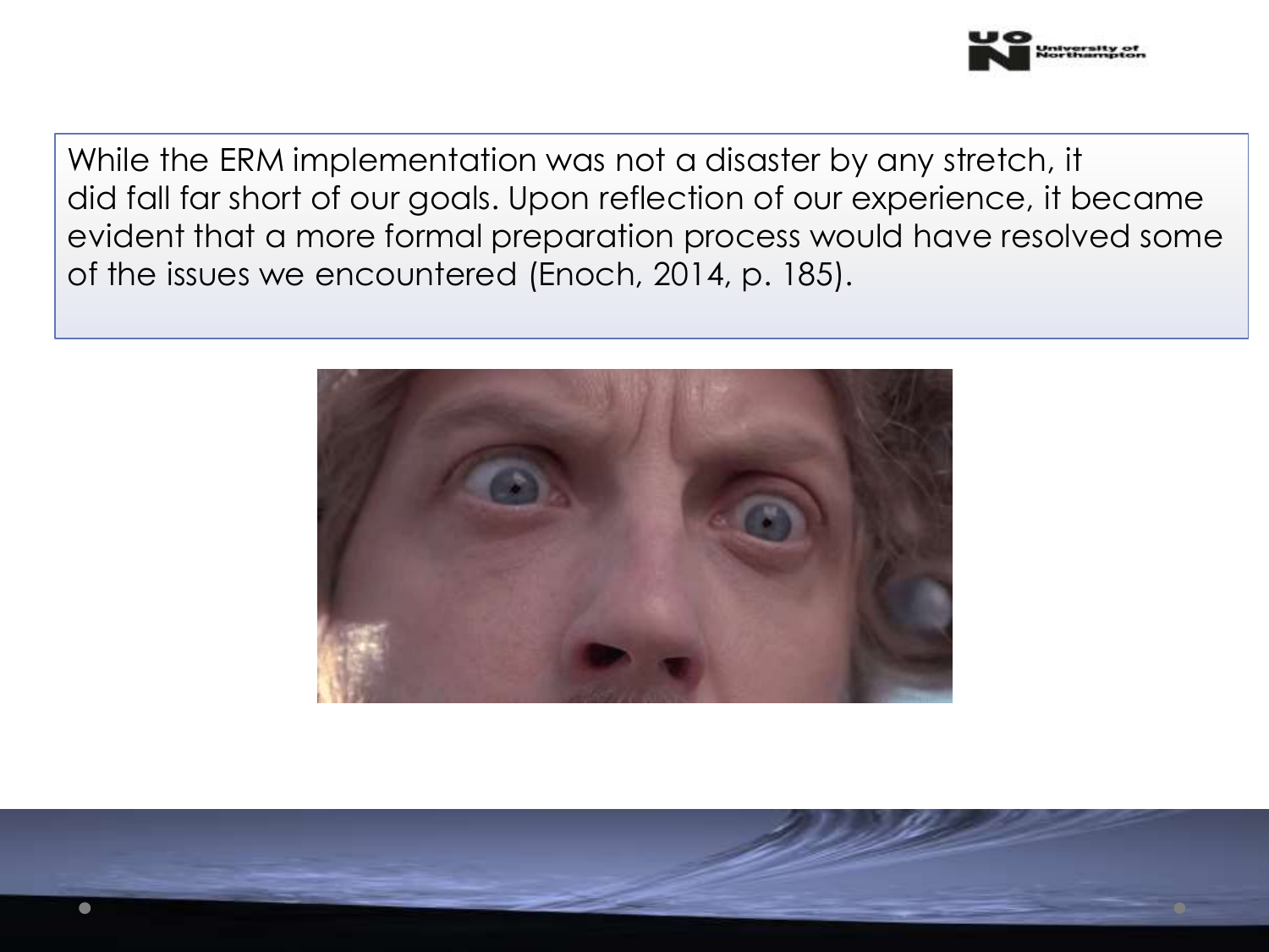While the ERM implementation was not a disaster by any stretch, it did fall far short of our goals. Upon reflection of our experience, it became evident that a more formal preparation process would have resolved some of the issues we encountered (Enoch, 2014, p. 185).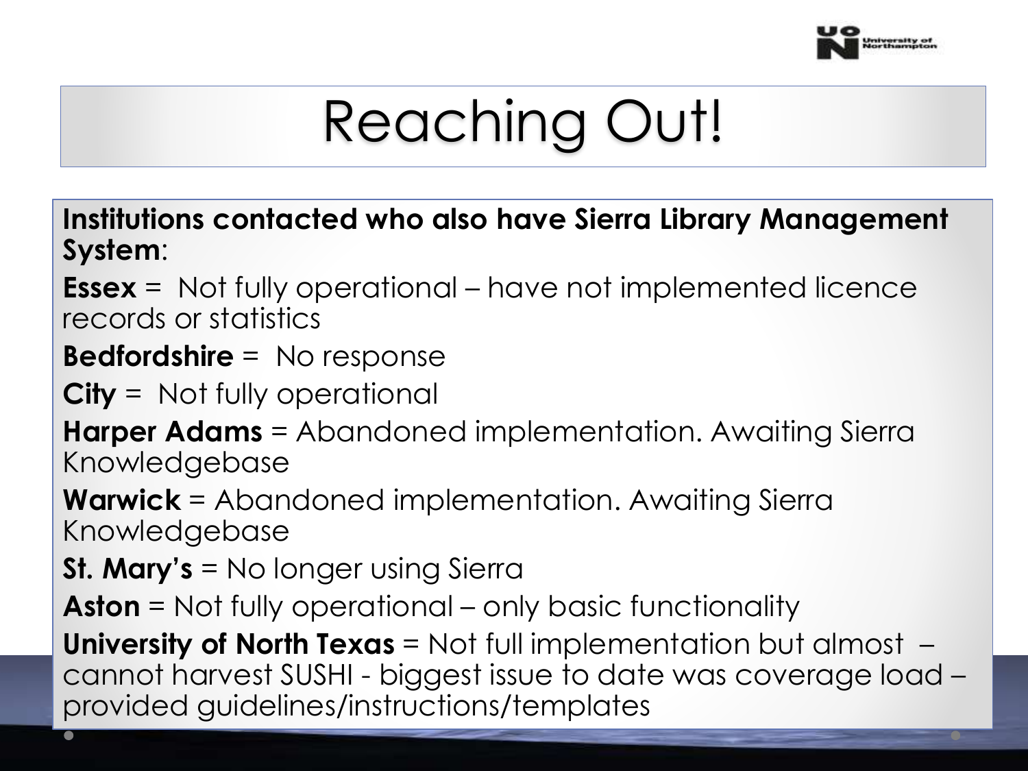# Reaching Out!

**Institutions contacted who also have Sierra Library Management System**:

**Essex** = Not fully operational – have not implemented licence records or statistics

**Bedfordshire** = No response

**City** = Not fully operational

**Harper Adams** = Abandoned implementation. Awaiting Sierra Knowledgebase

**Warwick** = Abandoned implementation. Awaiting Sierra Knowledgebase

**St. Mary's** = No longer using Sierra

**Aston** = Not fully operational – only basic functionality

**University of North Texas** = Not full implementation but almost – cannot harvest SUSHI - biggest issue to date was coverage load – provided guidelines/instructions/templates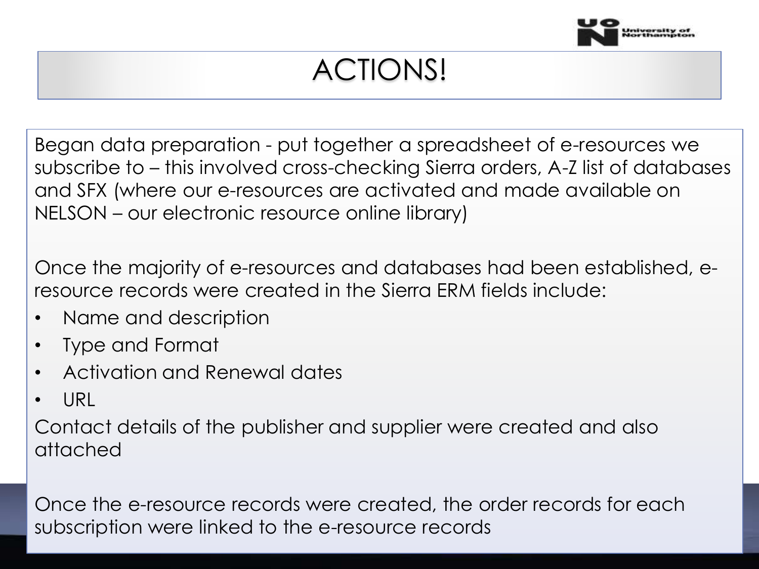# ACTIONS!

Began data preparation - put together a spreadsheet of e-resources we subscribe to – this involved cross-checking Sierra orders, A-Z list of databases and SFX (where our e-resources are activated and made available on NELSON – our electronic resource online library)

Once the majority of e-resources and databases had been established, e-resource records were created in the Sierra ERM fields include:

- Name and description
- Type and Format
- Activation and Renewal dates
- URL

Contact details of the publisher and supplier were created and also attached

Once the e-resource records were created, the order records for each subscription were linked to the e-resource records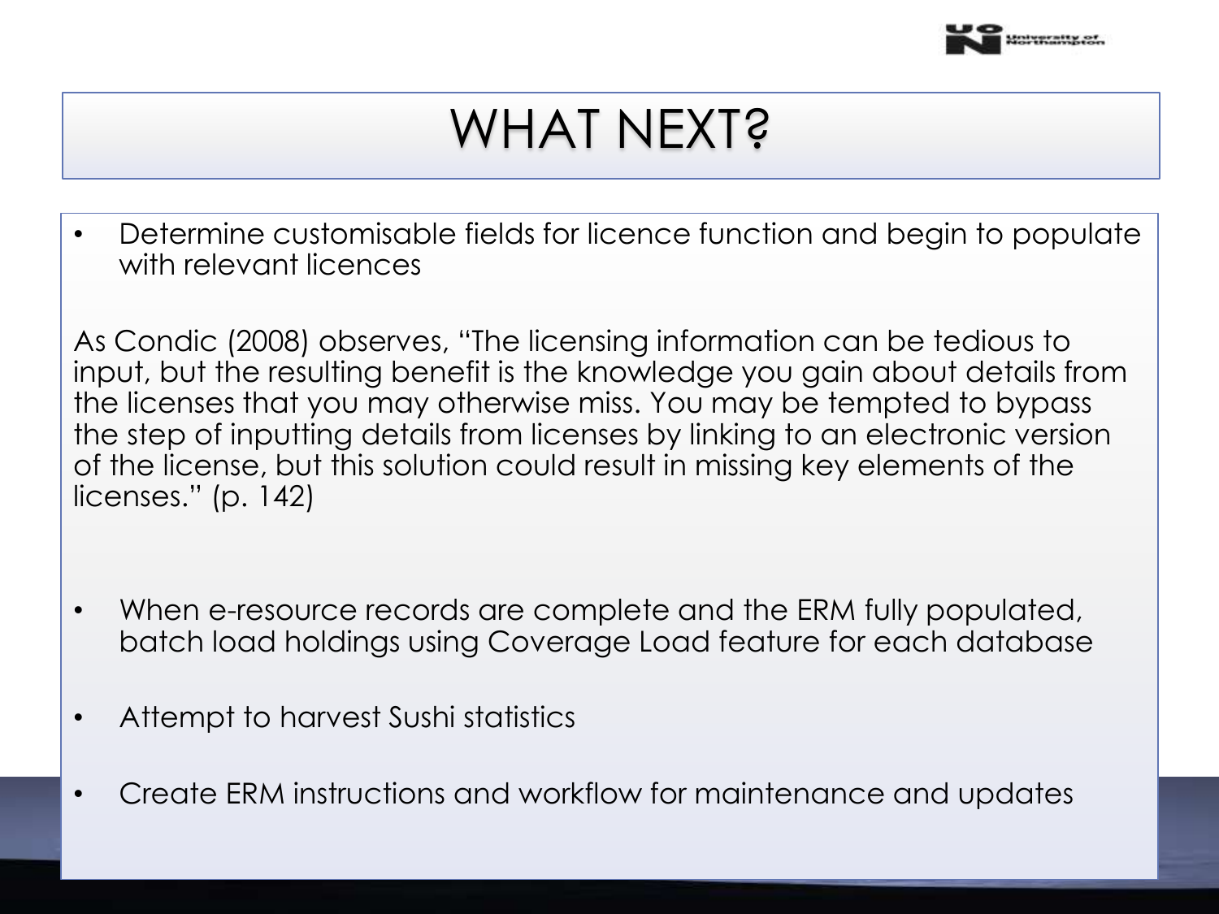# WHAT NEXT?

- Determine customisable fields for licence function and begin to populate with relevant licences

As Condic (2008) observes, "The licensing information can be tedious to input, but the resulting benefit is the knowledge you gain about details from the licenses that you may otherwise miss. You may be tempted to bypass the step of inputting details from licenses by linking to an electronic version of the license, but this solution could result in missing key elements of the licenses." (p. 142)

- When e-resource records are complete and the ERM fully populated, batch load holdings using Coverage Load feature for each database
- Attempt to harvest Sushi statistics
- Create ERM instructions and workflow for maintenance and updates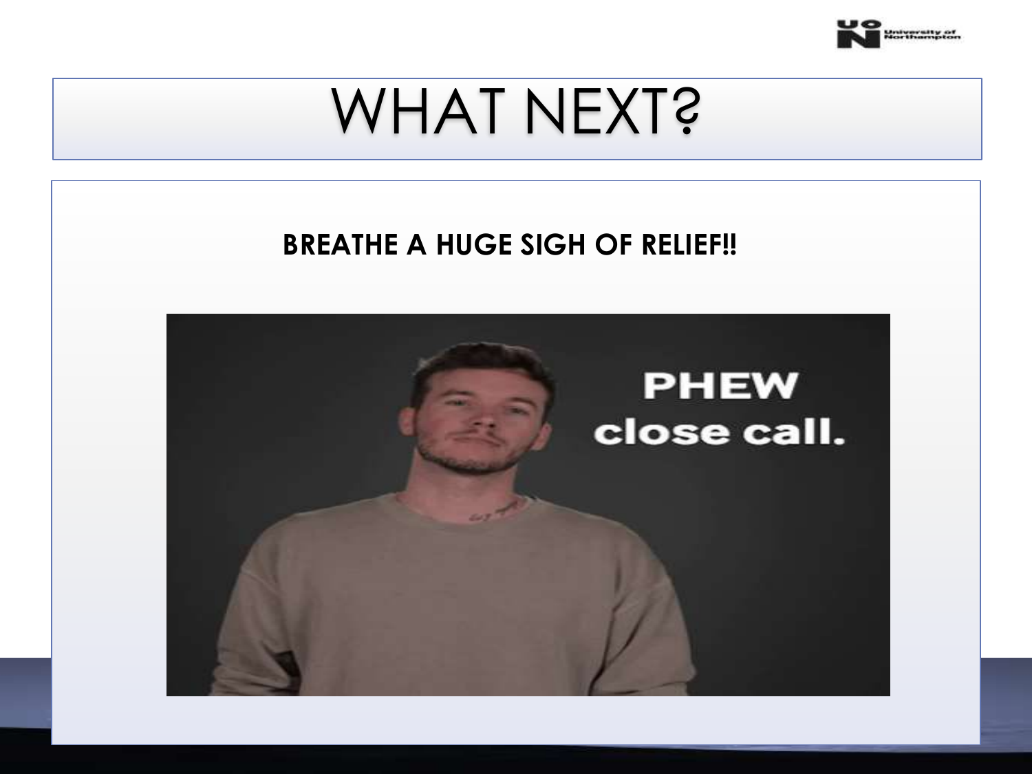# WHAT NEXT?

**BREATHE A HUGE SIGH OF RELIEF!!**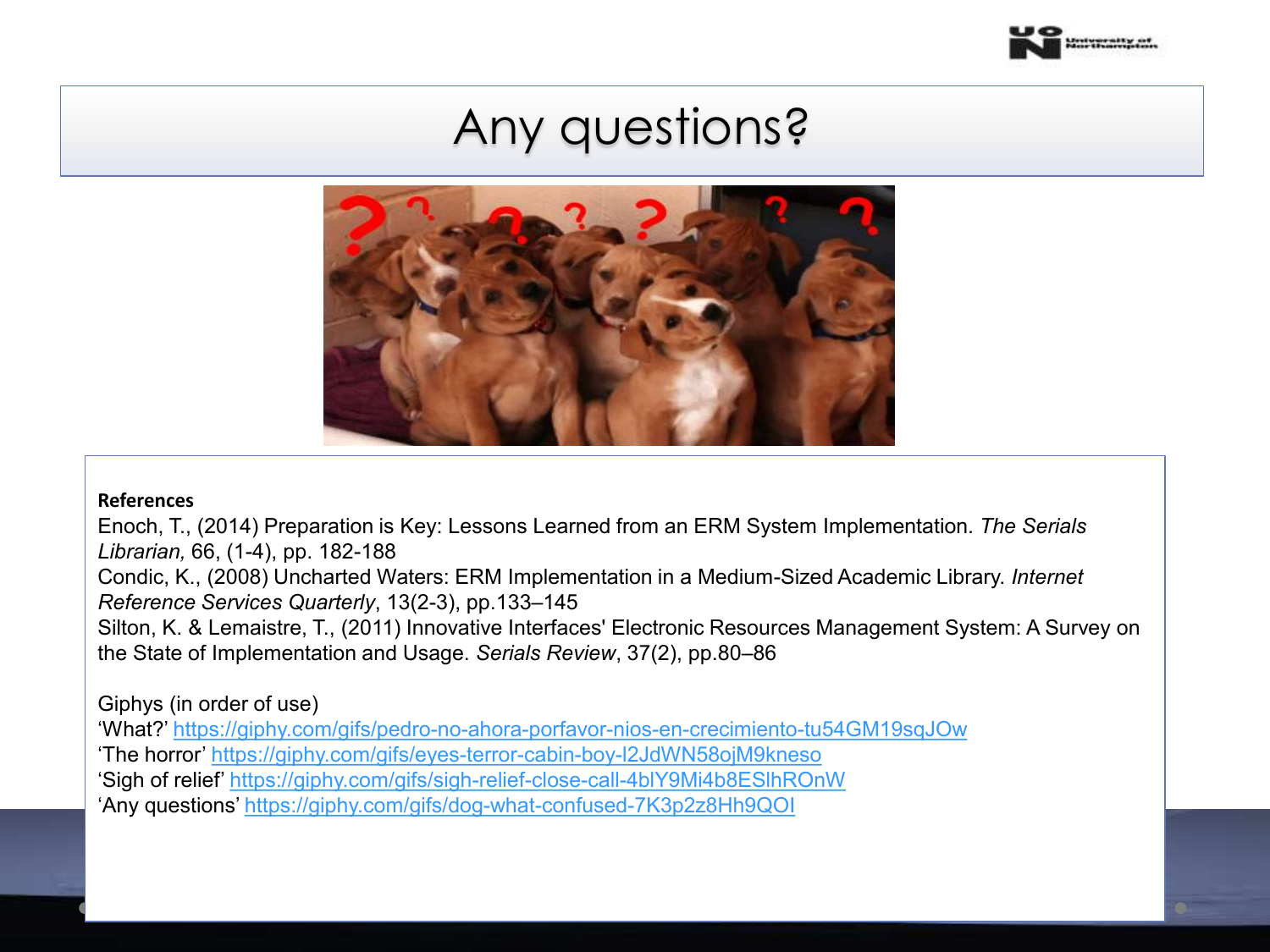# Any questions?

**References**

Enoch, T., (2014) Preparation is Key: Lessons Learned from an ERM System Implementation. *The Serials Librarian,* 66, (1-4), pp. 182-188

Condic, K., (2008) Uncharted Waters: ERM Implementation in a Medium-Sized Academic Library. *Internet Reference Services Quarterly*, 13(2-3), pp.133–145

Silton, K. & Lemaistre, T., (2011) Innovative Interfaces' Electronic Resources Management System: A Survey on the State of Implementation and Usage. *Serials Review*, 37(2), pp.80–86

Giphys (in order of use)

'What?' https://giphy.com/gifs/pedro-no-ahora-porfavor-nios-en-crecimiento-tu54GM19sqJOw

'The horror' https://giphy.com/gifs/eyes-terror-cabin-boy-l2JdWN58ojM9kneso

'Sigh of relief' https://giphy.com/gifs/sigh-relief-close-call-4blY9Mi4b8ESlhROnW

'Any questions' https://giphy.com/gifs/dog-what-confused-7K3p2z8Hh9QOI